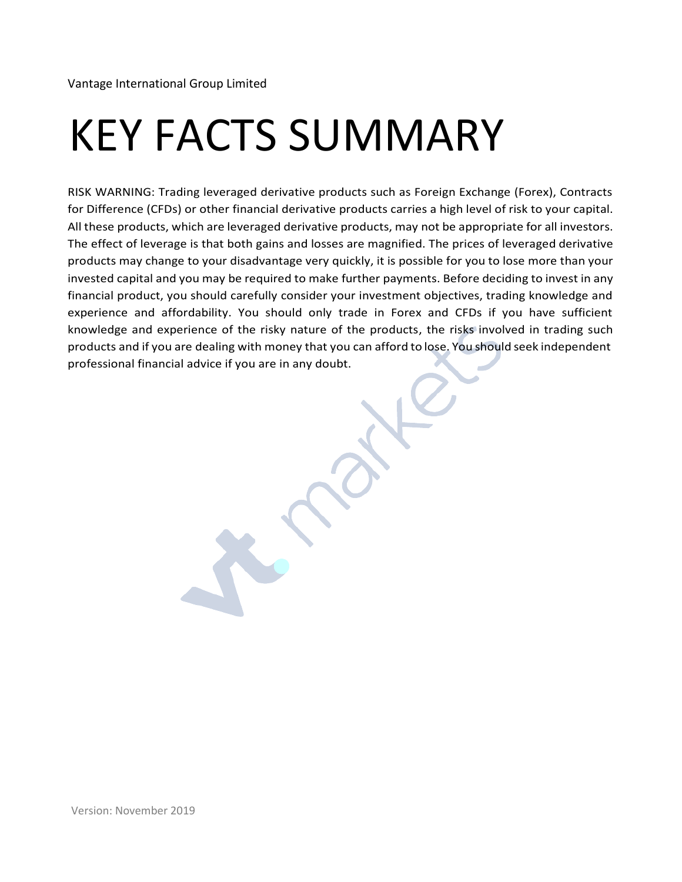Vantage International Group Limited

# KEY FACTS SUMMARY

RISK WARNING: Trading leveraged derivative products such as Foreign Exchange (Forex), Contracts for Difference (CFDs) or other financial derivative products carries a high level of risk to your capital. All these products, which are leveraged derivative products, may not be appropriate for all investors. The effect of leverage is that both gains and losses are magnified. The prices of leveraged derivative products may change to your disadvantage very quickly, it is possible for you to lose more than your invested capital and you may be required to make further payments. Before deciding to invest in any financial product, you should carefully consider your investment objectives, trading knowledge and experience and affordability. You should only trade in Forex and CFDs if you have sufficient knowledge and experience of the risky nature of the products, the risks involved in trading such products and if you are dealing with money that you can afford to lose. You should seek independent professional financial advice if you are in any doubt.

Version: November 2019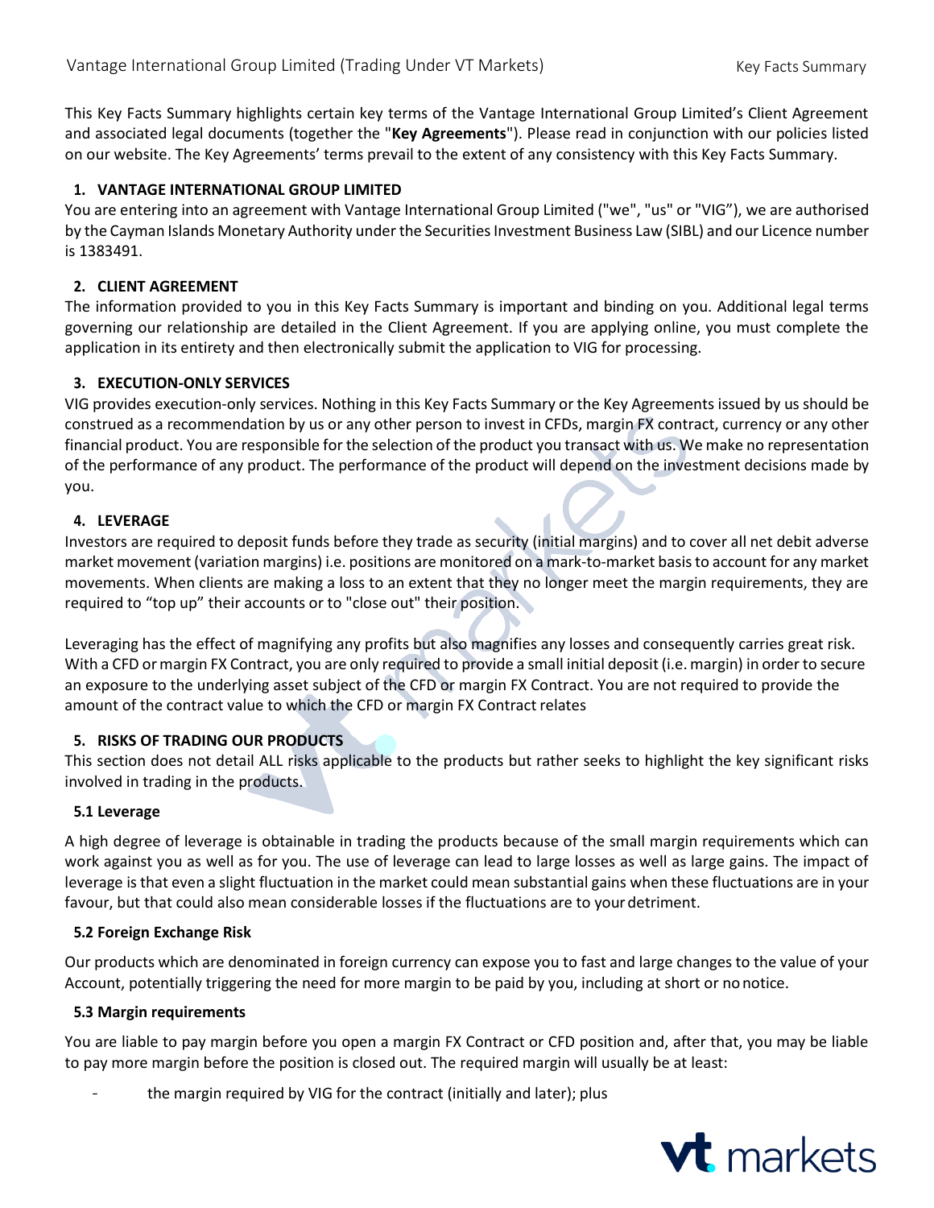This Key Facts Summary highlights certain key terms of the Vantage International Group Limited's Client Agreement and associated legal documents (together the "**Key Agreements**"). Please read in conjunction with our policies listed on our website. The Key Agreements' terms prevail to the extent of any consistency with this Key Facts Summary.

## 1. VANTAGE INTERNATIONAL GROUP LIMITED

You are entering into an agreement with Vantage International Group Limited ("we", "us" or "VIG"), we are authorised by the Cayman Islands Monetary Authority under the Securities Investment Business Law (SIBL) and our Licence number is 1383491.

## 2. CLIENT AGREEMENT

The information provided to you in this Key Facts Summary is important and binding on you. Additional legal terms governing our relationship are detailed in the Client Agreement. If you are applying online, you must complete the application in its entirety and then electronically submit the application to VIG for processing.

## 3. EXECUTION-ONLY SERVICES

VIG provides execution-only services. Nothing in this Key Facts Summary or the Key Agreements issued by us should be construed as a recommendation by us or any other person to invest in CFDs, margin FX contract, currency or any other financial product. You are responsible for the selection of the product you transact with us. We make no representation of the performance of any product. The performance of the product will depend on the investment decisions made by you.

## 4. LEVERAGE

Investors are required to deposit funds before they trade as security (initial margins) and to cover all net debit adverse market movement (variation margins) i.e. positions are monitored on a mark-to-market basis to account for any market movements. When clients are making a loss to an extent that they no longer meet the margin requirements, they are required to "top up" their accounts or to "close out" their position.

Leveraging has the effect of magnifying any profits but also magnifies any losses and consequently carries great risk. With a CFD or margin FX Contract, you are only required to provide a small initial deposit (i.e. margin) in order to secure an exposure to the underlying asset subject of the CFD or margin FX Contract. You are not required to provide the amount of the contract value to which the CFD or margin FX Contract relates

## 5. RISKS OF TRADING OUR PRODUCTS

This section does not detail ALL risks applicable to the products but rather seeks to highlight the key significant risks involved in trading in the products.

### 5.1 Leverage

A high degree of leverage is obtainable in trading the products because of the small margin requirements which can work against you as well as for you. The use of leverage can lead to large losses as well as large gains. The impact of leverage is that even a slight fluctuation in the market could mean substantial gains when these fluctuations are in your favour, but that could also mean considerable losses if the fluctuations are to your detriment.

### 5.2 Foreign Exchange Risk

Our products which are denominated in foreign currency can expose you to fast and large changes to the value of your Account, potentially triggering the need for more margin to be paid by you, including at short or no notice.

### 5.3 Margin requirements

You are liable to pay margin before you open a margin FX Contract or CFD position and, after that, you may be liable to pay more margin before the position is closed out. The required margin will usually be at least:

- the margin required by VIG for the contract (initially and later); plus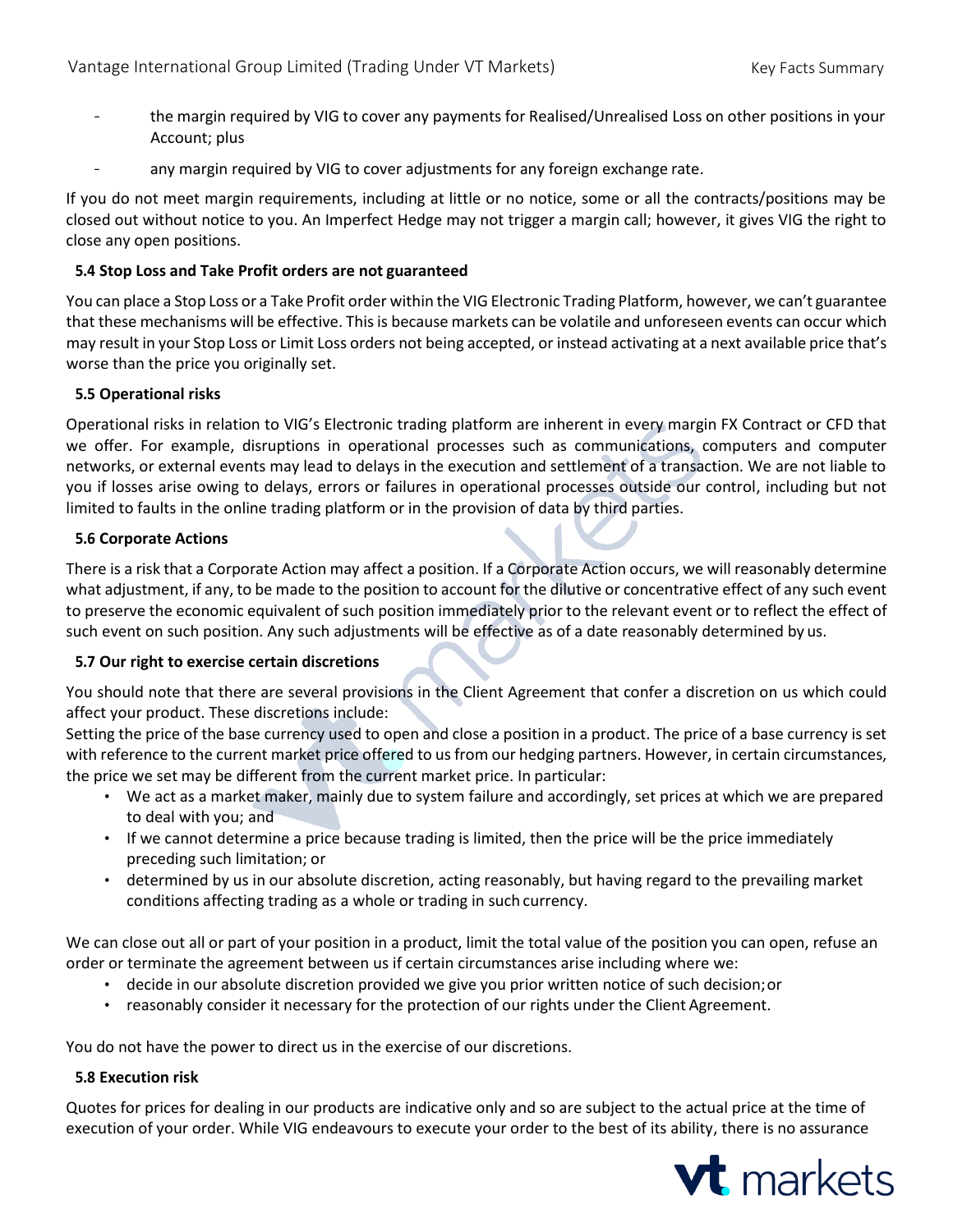- the margin required by VIG to cover any payments for Realised/Unrealised Loss on other positions in your Account; plus
- any margin required by VIG to cover adjustments for any foreign exchange rate.

If you do not meet margin requirements, including at little or no notice, some or all the contracts/positions may be closed out without notice to you. An Imperfect Hedge may not trigger a margin call; however, it gives VIG the right to close any open positions.

### 5.4 Stop Loss and Take Profit orders are not guaranteed

You can place a Stop Loss or a Take Profit order within the VIG Electronic Trading Platform, however, we can't guarantee that these mechanisms will be effective. This is because markets can be volatile and unforeseen events can occur which may result in your Stop Loss or Limit Loss orders not being accepted, or instead activating at a next available price that's worse than the price you originally set.

### 5.5 Operational risks

Operational risks in relation to VIG's Electronic trading platform are inherent in every margin FX Contract or CFD that we offer. For example, disruptions in operational processes such as communications, computers and computer networks, or external events may lead to delays in the execution and settlement of a transaction. We are not liable to you if losses arise owing to delays, errors or failures in operational processes outside our control, including but not limited to faults in the online trading platform or in the provision of data by third parties.

### 5.6 Corporate Actions

There is a risk that a Corporate Action may affect a position. If a Corporate Action occurs, we will reasonably determine what adjustment, if any, to be made to the position to account for the dilutive or concentrative effect of any such event to preserve the economic equivalent of such position immediately prior to the relevant event or to reflect the effect of such event on such position. Any such adjustments will be effective as of a date reasonably determined by us.

### 5.7 Our right to exercise certain discretions

You should note that there are several provisions in the Client Agreement that confer a discretion on us which could affect your product. These discretions include:
Setting the price of the base currency used to open and close a position in a product. The price of a base currency is set with reference to the current market price offered to us from our hedging partners. However, in certain circumstances, the price we set may be different from the current market price. In particular:

- We act as a market maker, mainly due to system failure and accordingly, set prices at which we are prepared to deal with you; and
- If we cannot determine a price because trading is limited, then the price will be the price immediately preceding such limitation; or
- determined by us in our absolute discretion, acting reasonably, but having regard to the prevailing market conditions affecting trading as a whole or trading in such currency.

We can close out all or part of your position in a product, limit the total value of the position you can open, refuse an order or terminate the agreement between us if certain circumstances arise including where we:

- decide in our absolute discretion provided we give you prior written notice of such decision; or
- reasonably consider it necessary for the protection of our rights under the Client Agreement.

You do not have the power to direct us in the exercise of our discretions.

### 5.8 Execution risk

Quotes for prices for dealing in our products are indicative only and so are subject to the actual price at the time of execution of your order. While VIG endeavours to execute your order to the best of its ability, there is no assurance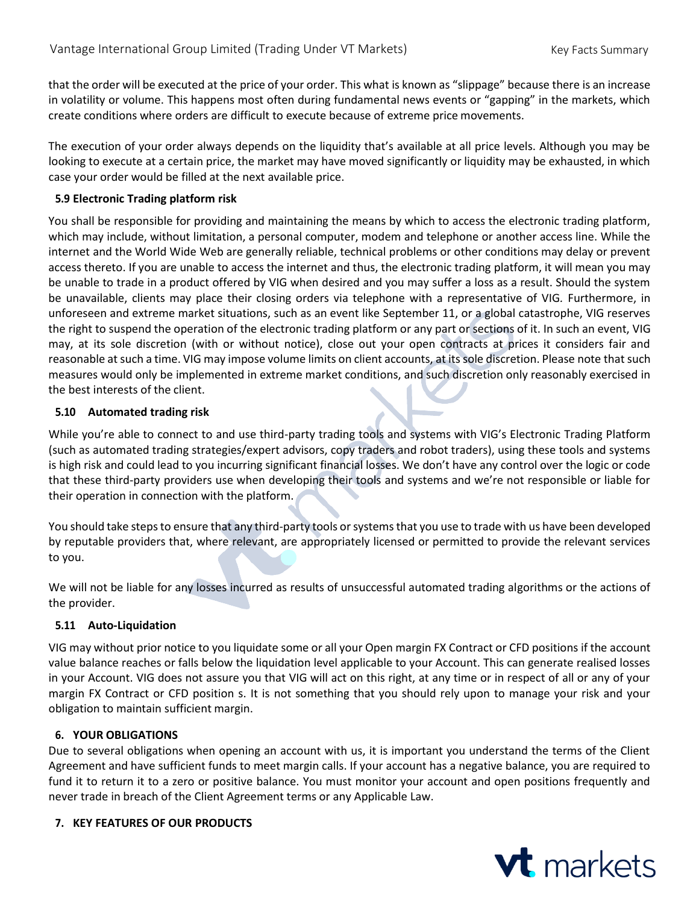that the order will be executed at the price of your order. This what is known as "slippage" because there is an increase in volatility or volume. This happens most often during fundamental news events or "gapping" in the markets, which create conditions where orders are difficult to execute because of extreme price movements.

The execution of your order always depends on the liquidity that's available at all price levels. Although you may be looking to execute at a certain price, the market may have moved significantly or liquidity may be exhausted, in which case your order would be filled at the next available price.

### 5.9 Electronic Trading platform risk

You shall be responsible for providing and maintaining the means by which to access the electronic trading platform, which may include, without limitation, a personal computer, modem and telephone or another access line. While the internet and the World Wide Web are generally reliable, technical problems or other conditions may delay or prevent access thereto. If you are unable to access the internet and thus, the electronic trading platform, it will mean you may be unable to trade in a product offered by VIG when desired and you may suffer a loss as a result. Should the system be unavailable, clients may place their closing orders via telephone with a representative of VIG. Furthermore, in unforeseen and extreme market situations, such as an event like September 11, or a global catastrophe, VIG reserves the right to suspend the operation of the electronic trading platform or any part or sections of it. In such an event, VIG may, at its sole discretion (with or without notice), close out your open contracts at prices it considers fair and reasonable at such a time. VIG may impose volume limits on client accounts, at its sole discretion. Please note that such measures would only be implemented in extreme market conditions, and such discretion only reasonably exercised in the best interests of the client.

### 5.10 Automated trading risk

While you're able to connect to and use third-party trading tools and systems with VIG's Electronic Trading Platform (such as automated trading strategies/expert advisors, copy traders and robot traders), using these tools and systems is high risk and could lead to you incurring significant financial losses. We don't have any control over the logic or code that these third-party providers use when developing their tools and systems and we're not responsible or liable for their operation in connection with the platform.

You should take steps to ensure that any third-party tools or systems that you use to trade with us have been developed by reputable providers that, where relevant, are appropriately licensed or permitted to provide the relevant services to you.

We will not be liable for any losses incurred as results of unsuccessful automated trading algorithms or the actions of the provider.

### 5.11 Auto-Liquidation

VIG may without prior notice to you liquidate some or all your Open margin FX Contract or CFD positions if the account value balance reaches or falls below the liquidation level applicable to your Account. This can generate realised losses in your Account. VIG does not assure you that VIG will act on this right, at any time or in respect of all or any of your margin FX Contract or CFD position s. It is not something that you should rely upon to manage your risk and your obligation to maintain sufficient margin.

## 6. YOUR OBLIGATIONS

Due to several obligations when opening an account with us, it is important you understand the terms of the Client Agreement and have sufficient funds to meet margin calls. If your account has a negative balance, you are required to fund it to return it to a zero or positive balance. You must monitor your account and open positions frequently and never trade in breach of the Client Agreement terms or any Applicable Law.

## 7. KEY FEATURES OF OUR PRODUCTS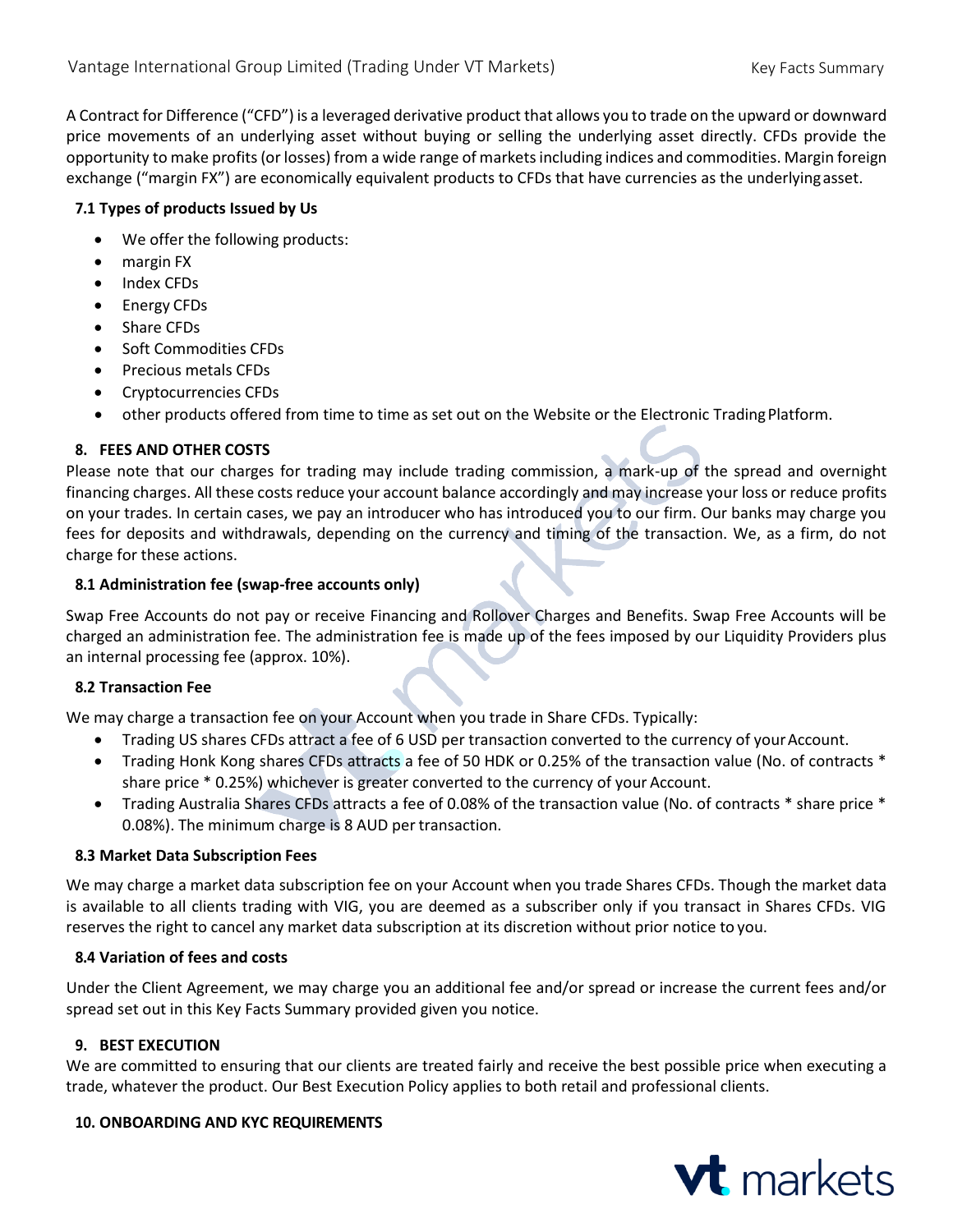A Contract for Difference ("CFD") is a leveraged derivative product that allows you to trade on the upward or downward price movements of an underlying asset without buying or selling the underlying asset directly. CFDs provide the opportunity to make profits (or losses) from a wide range of markets including indices and commodities. Margin foreign exchange ("margin FX") are economically equivalent products to CFDs that have currencies as the underlying asset.

### 7.1 Types of products Issued by Us

- We offer the following products:
- margin FX
- Index CFDs
- Energy CFDs
- Share CFDs
- Soft Commodities CFDs
- Precious metals CFDs
- Cryptocurrencies CFDs
- other products offered from time to time as set out on the Website or the Electronic Trading Platform.

## 8. FEES AND OTHER COSTS

Please note that our charges for trading may include trading commission, a mark-up of the spread and overnight financing charges. All these costs reduce your account balance accordingly and may increase your loss or reduce profits on your trades. In certain cases, we pay an introducer who has introduced you to our firm. Our banks may charge you fees for deposits and withdrawals, depending on the currency and timing of the transaction. We, as a firm, do not charge for these actions.

### 8.1 Administration fee (swap-free accounts only)

Swap Free Accounts do not pay or receive Financing and Rollover Charges and Benefits. Swap Free Accounts will be charged an administration fee. The administration fee is made up of the fees imposed by our Liquidity Providers plus an internal processing fee (approx. 10%).

### 8.2 Transaction Fee

We may charge a transaction fee on your Account when you trade in Share CFDs. Typically:

- Trading US shares CFDs attract a fee of 6 USD per transaction converted to the currency of your Account.
- Trading Honk Kong shares CFDs attracts a fee of 50 HDK or 0.25% of the transaction value (No. of contracts * share price * 0.25%) whichever is greater converted to the currency of your Account.
- Trading Australia Shares CFDs attracts a fee of 0.08% of the transaction value (No. of contracts * share price * 0.08%). The minimum charge is 8 AUD per transaction.

### 8.3 Market Data Subscription Fees

We may charge a market data subscription fee on your Account when you trade Shares CFDs. Though the market data is available to all clients trading with VIG, you are deemed as a subscriber only if you transact in Shares CFDs. VIG reserves the right to cancel any market data subscription at its discretion without prior notice to you.

### 8.4 Variation of fees and costs

Under the Client Agreement, we may charge you an additional fee and/or spread or increase the current fees and/or spread set out in this Key Facts Summary provided given you notice.

## 9. BEST EXECUTION

We are committed to ensuring that our clients are treated fairly and receive the best possible price when executing a trade, whatever the product. Our Best Execution Policy applies to both retail and professional clients.

## 10. ONBOARDING AND KYC REQUIREMENTS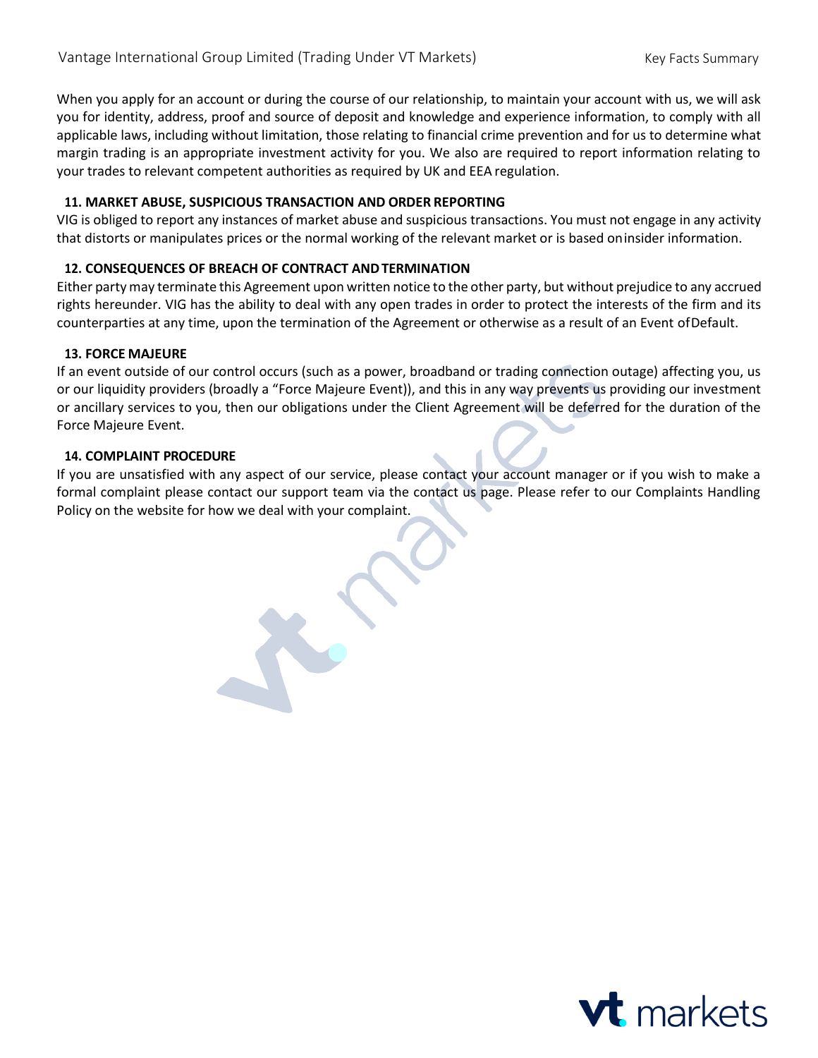When you apply for an account or during the course of our relationship, to maintain your account with us, we will ask you for identity, address, proof and source of deposit and knowledge and experience information, to comply with all applicable laws, including without limitation, those relating to financial crime prevention and for us to determine what margin trading is an appropriate investment activity for you. We also are required to report information relating to your trades to relevant competent authorities as required by UK and EEA regulation.

**11. MARKET ABUSE, SUSPICIOUS TRANSACTION AND ORDER REPORTING**

VIG is obliged to report any instances of market abuse and suspicious transactions. You must not engage in any activity that distorts or manipulates prices or the normal working of the relevant market or is based on insider information.

**12. CONSEQUENCES OF BREACH OF CONTRACT AND TERMINATION**

Either party may terminate this Agreement upon written notice to the other party, but without prejudice to any accrued rights hereunder. VIG has the ability to deal with any open trades in order to protect the interests of the firm and its counterparties at any time, upon the termination of the Agreement or otherwise as a result of an Event of Default.

**13. FORCE MAJEURE**

If an event outside of our control occurs (such as a power, broadband or trading connection outage) affecting you, us or our liquidity providers (broadly a "Force Majeure Event)), and this in any way prevents us providing our investment or ancillary services to you, then our obligations under the Client Agreement will be deferred for the duration of the Force Majeure Event.

**14. COMPLAINT PROCEDURE**

If you are unsatisfied with any aspect of our service, please contact your account manager or if you wish to make a formal complaint please contact our support team via the contact us page. Please refer to our Complaints Handling Policy on the website for how we deal with your complaint.